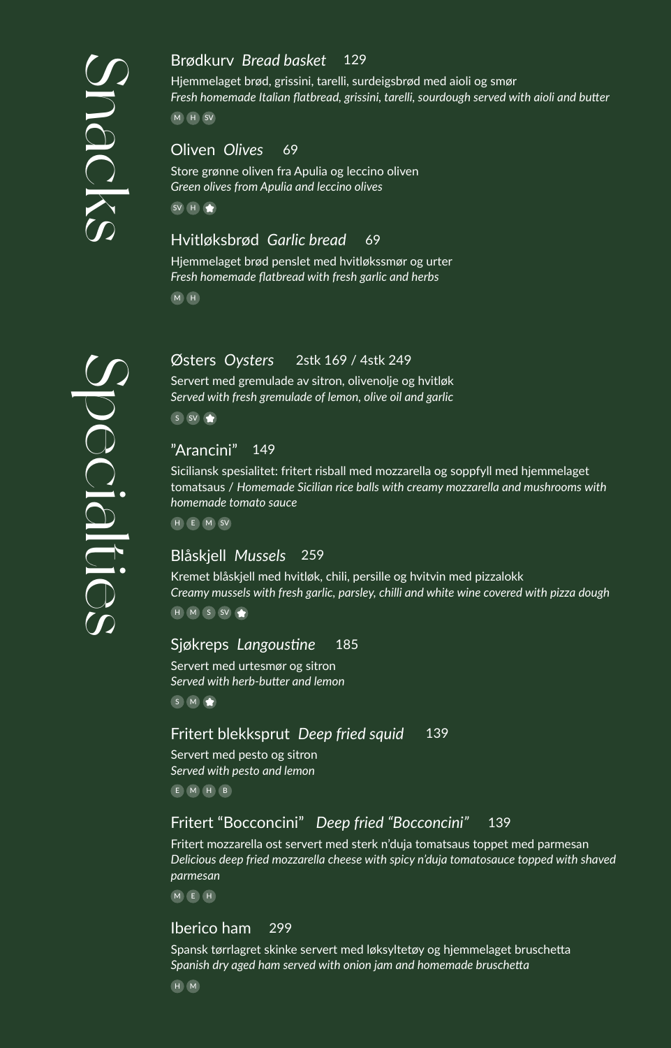# Snacks

### Brødkurv *Bread basket* 129

Hjemmelaget brød, grissini, tarelli, surdeigsbrød med aioli og smør
*Fresh homemade Italian flatbread, grissini, tarelli, sourdough served with aioli and butter*

M H SV

### Oliven *Olives* 69

Store grønne oliven fra Apulia og leccino oliven
*Green olives from Apulia and leccino olives*

SV H

### Hvitløksbrød *Garlic bread* 69

Hjemmelaget brød penslet med hvitløkssmør og urter
*Fresh homemade flatbread with fresh garlic and herbs*

M H

# Specialties

### Østers *Oysters* 2stk 169 / 4stk 249

Servert med gremulade av sitron, olivenolje og hvitløk
*Served with fresh gremulade of lemon, olive oil and garlic*

S SV

### "Arancini" 149

Siciliansk spesialitet: fritert risball med mozzarella og soppfyll med hjemmelaget tomatsaus / *Homemade Sicilian rice balls with creamy mozzarella and mushrooms with homemade tomato sauce*

H E M SV

### Blåskjell *Mussels* 259

Kremet blåskjell med hvitløk, chili, persille og hvitvin med pizzalokk
*Creamy mussels with fresh garlic, parsley, chilli and white wine covered with pizza dough*

H M S SV

### Sjøkreps *Langoustine* 185

Servert med urtesmør og sitron
*Served with herb-butter and lemon*

S M

### Fritert blekksprut *Deep fried squid* 139

Servert med pesto og sitron
*Served with pesto and lemon*

E M H B

### Fritert "Bocconcini" *Deep fried "Bocconcini"* 139

Fritert mozzarella ost servert med sterk n'duja tomatsaus toppet med parmesan
*Delicious deep fried mozzarella cheese with spicy n'duja tomatosauce topped with shaved parmesan*

M E H

### Iberico ham 299

Spansk tørrlagret skinke servert med løksyltetøy og hjemmelaget bruschetta
*Spanish dry aged ham served with onion jam and homemade bruschetta*

H M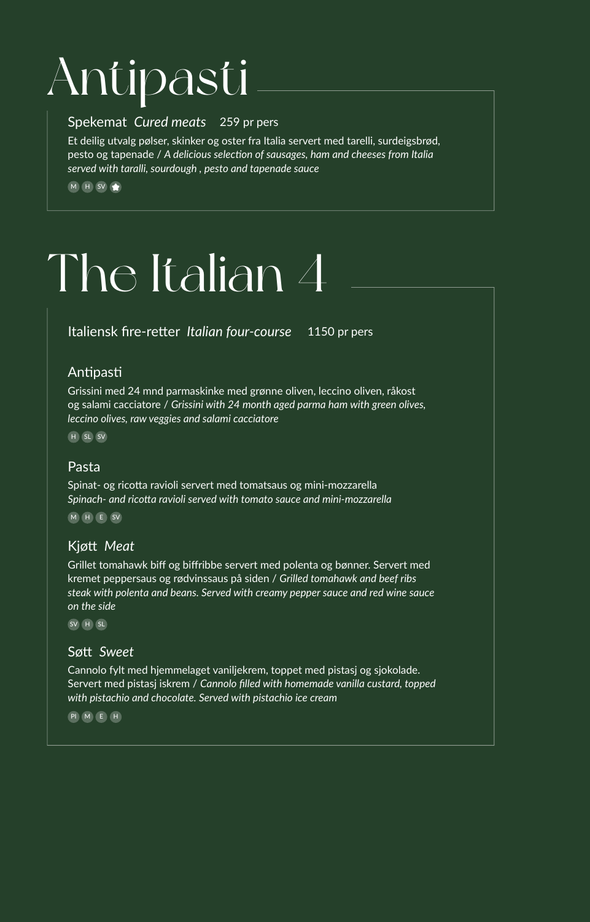# Antipasti

Spekemat *Cured meats* 259 pr pers

Et deilig utvalg pølser, skinker og oster fra Italia servert med tarelli, surdeigsbrød, pesto og tapenade / *A delicious selection of sausages, ham and cheeses from Italia served with taralli, sourdough , pesto and tapenade sauce*

M H SV

# The Italian 4

Italiensk fire-retter *Italian four-course* 1150 pr pers

## Antipasti

Grissini med 24 mnd parmaskinke med grønne oliven, leccino oliven, råkost og salami cacciatore / *Grissini with 24 month aged parma ham with green olives, leccino olives, raw veggies and salami cacciatore*

H SL SV

## Pasta

Spinat- og ricotta ravioli servert med tomatsaus og mini-mozzarella
*Spinach- and ricotta ravioli served with tomato sauce and mini-mozzarella*

M H E SV

## Kjøtt *Meat*

Grillet tomahawk biff og biffribbe servert med polenta og bønner. Servert med kremet peppersaus og rødvinssaus på siden / *Grilled tomahawk and beef ribs steak with polenta and beans. Served with creamy pepper sauce and red wine sauce on the side*

SV H SL

## Søtt *Sweet*

Cannolo fylt med hjemmelaget vaniljekrem, toppet med pistasj og sjokolade. Servert med pistasj iskrem / *Cannolo filled with homemade vanilla custard, topped with pistachio and chocolate. Served with pistachio ice cream*

PI M E H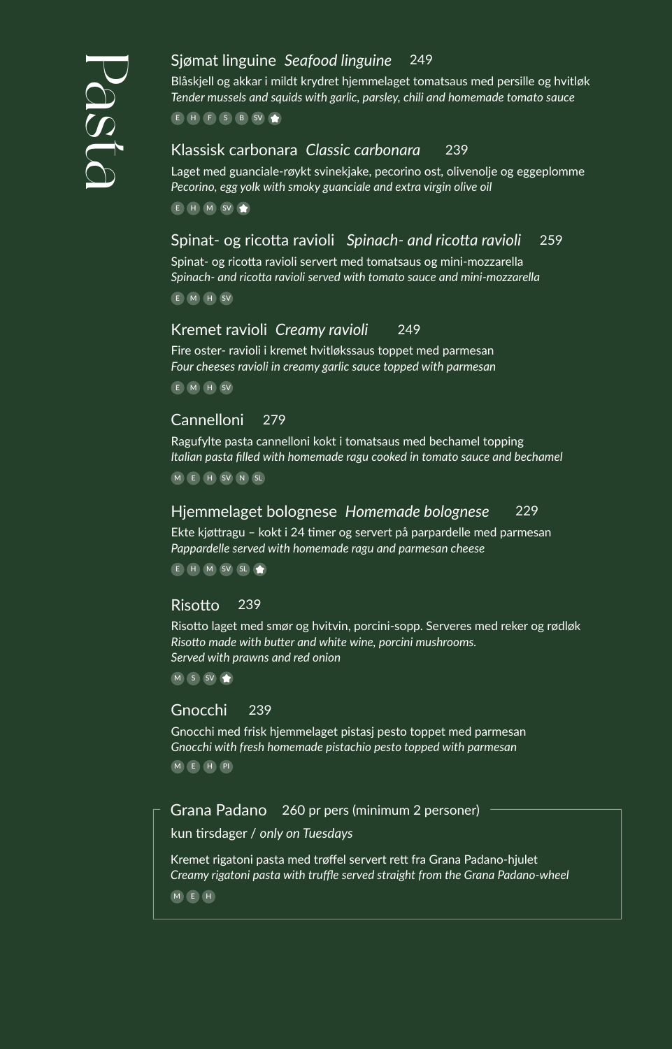# Pasta

## Sjømat linguine *Seafood linguine* 249

Blåskjell og akkar i mildt krydret hjemmelaget tomatsaus med persille og hvitløk
*Tender mussels and squids with garlic, parsley, chili and homemade tomato sauce*

E H F S B SV ★

## Klassisk carbonara *Classic carbonara* 239

Laget med guanciale-røykt svinekjake, pecorino ost, olivenolje og eggeplomme
*Pecorino, egg yolk with smoky guanciale and extra virgin olive oil*

E H M SV ★

## Spinat- og ricotta ravioli *Spinach- and ricotta ravioli* 259

Spinat- og ricotta ravioli servert med tomatsaus og mini-mozzarella
*Spinach- and ricotta ravioli served with tomato sauce and mini-mozzarella*

E M H SV

## Kremet ravioli *Creamy ravioli* 249

Fire oster- ravioli i kremet hvitløkssaus toppet med parmesan
*Four cheeses ravioli in creamy garlic sauce topped with parmesan*

E M H SV

## Cannelloni 279

Ragufylte pasta cannelloni kokt i tomatsaus med bechamel topping
*Italian pasta filled with homemade ragu cooked in tomato sauce and bechamel*

M E H SV N SL

## Hjemmelaget bolognese *Homemade bolognese* 229

Ekte kjøttragu – kokt i 24 timer og servert på parpardelle med parmesan
*Pappardelle served with homemade ragu and parmesan cheese*

E H M SV SL ★

## Risotto 239

Risotto laget med smør og hvitvin, porcini-sopp. Serveres med reker og rødløk
*Risotto made with butter and white wine, porcini mushrooms.*
*Served with prawns and red onion*

M S SV ★

## Gnocchi 239

Gnocchi med frisk hjemmelaget pistasj pesto toppet med parmesan
*Gnocchi with fresh homemade pistachio pesto topped with parmesan*

M E H PI

## Grana Padano 260 pr pers (minimum 2 personer)

kun tirsdager / *only on Tuesdays*

Kremet rigatoni pasta med trøffel servert rett fra Grana Padano-hjulet
*Creamy rigatoni pasta with truffle served straight from the Grana Padano-wheel*

M E H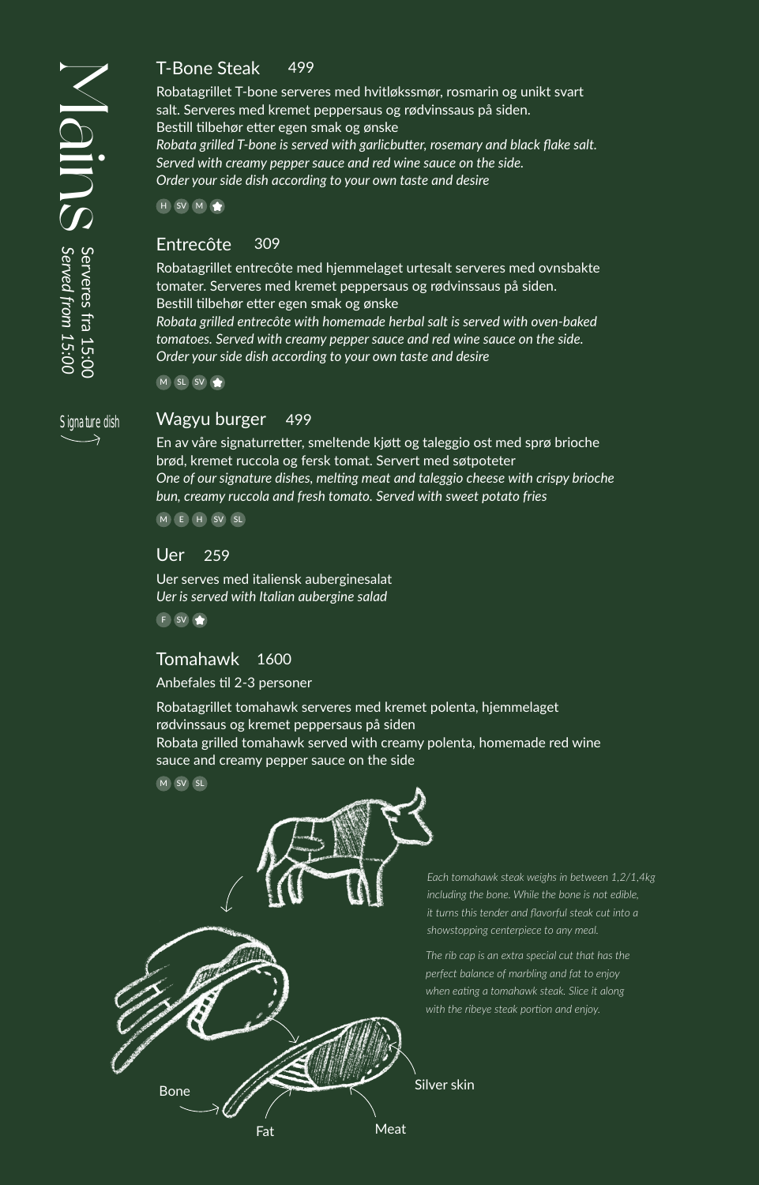# Mains

Serveres fra 15:00
*Served from 15:00*

## T-Bone Steak 499

Robatagrillet T-bone serveres med hvitløkssmør, rosmarin og unikt svart salt. Serveres med kremet peppersaus og rødvinssaus på siden.
Bestill tilbehør etter egen smak og ønske
*Robata grilled T-bone is served with garlicbutter, rosemary and black flake salt. Served with creamy pepper sauce and red wine sauce on the side.*
*Order your side dish according to your own taste and desire*

H SV M

## Entrecôte 309

Robatagrillet entrecôte med hjemmelaget urtesalt serveres med ovnsbakte tomater. Serveres med kremet peppersaus og rødvinssaus på siden.
Bestill tilbehør etter egen smak og ønske
*Robata grilled entrecôte with homemade herbal salt is served with oven-baked tomatoes. Served with creamy pepper sauce and red wine sauce on the side.*
*Order your side dish according to your own taste and desire*

M SL SV

Signature dish

## Wagyu burger 499

En av våre signaturretter, smeltende kjøtt og taleggio ost med sprø brioche brød, kremet ruccola og fersk tomat. Servert med søtpoteter
*One of our signature dishes, melting meat and taleggio cheese with crispy brioche bun, creamy ruccola and fresh tomato. Served with sweet potato fries*

M E H SV SL

## Uer 259

Uer serves med italiensk auberginesalat
*Uer is served with Italian aubergine salad*

F SV

## Tomahawk 1600

Anbefales til 2-3 personer

Robatagrillet tomahawk serveres med kremet polenta, hjemmelaget rødvinssaus og kremet peppersaus på siden
Robata grilled tomahawk served with creamy polenta, homemade red wine sauce and creamy pepper sauce on the side

M SV SL

*Each tomahawk steak weighs in between 1,2/1,4kg including the bone. While the bone is not edible, it turns this tender and flavorful steak cut into a showstopping centerpiece to any meal.*

*The rib cap is an extra special cut that has the perfect balance of marbling and fat to enjoy when eating a tomahawk steak. Slice it along with the ribeye steak portion and enjoy.*

Bone
Fat
Meat
Silver skin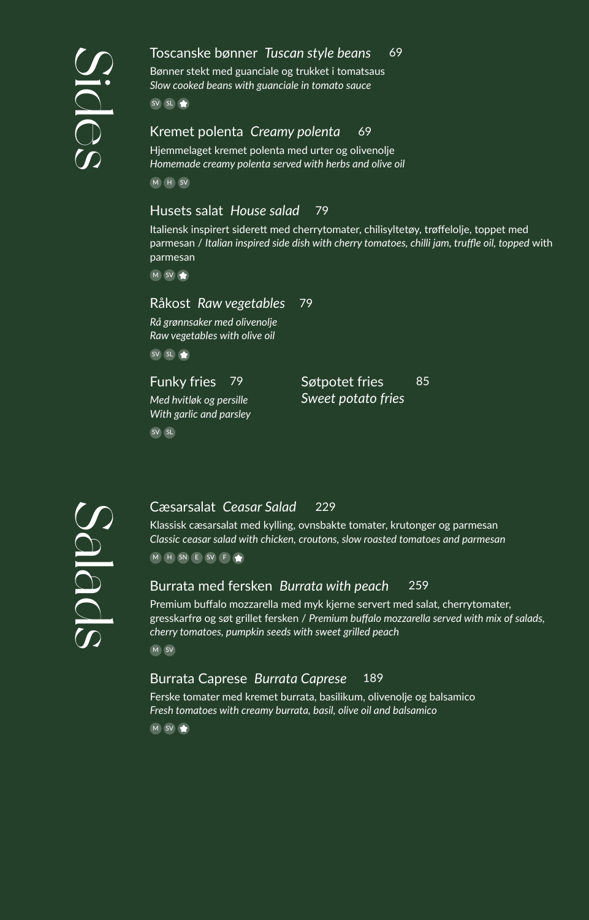# Sides

### Toscanske bønner *Tuscan style beans* 69

Bønner stekt med guanciale og trukket i tomatsaus
*Slow cooked beans with guanciale in tomato sauce*

SV SL

### Kremet polenta *Creamy polenta* 69

Hjemmelaget kremet polenta med urter og olivenolje
*Homemade creamy polenta served with herbs and olive oil*

M H SV

### Husets salat *House salad* 79

Italiensk inspirert siderett med cherrytomater, chilisyltetøy, trøffelolje, toppet med parmesan / *Italian inspired side dish with cherry tomatoes, chilli jam, truffle oil, topped* with parmesan

M SV

### Råkost *Raw vegetables* 79

*Rå grønnsaker med olivenolje*
*Raw vegetables with olive oil*

SV SL

### Funky fries 79

*Med hvitløk og persille*
*With garlic and parsley*

SV SL

### Søtpotet fries 85

*Sweet potato fries*

# Salads

### Cæsarsalat *Ceasar Salad* 229

Klassisk cæsarsalat med kylling, ovnsbakte tomater, krutonger og parmesan
*Classic ceasar salad with chicken, croutons, slow roasted tomatoes and parmesan*

M H SN E SV F

### Burrata med fersken *Burrata with peach* 259

Premium buffalo mozzarella med myk kjerne servert med salat, cherrytomater, gresskarfrø og søt grillet fersken / *Premium buffalo mozzarella served with mix of salads, cherry tomatoes, pumpkin seeds with sweet grilled peach*

M SV

### Burrata Caprese *Burrata Caprese* 189

Ferske tomater med kremet burrata, basilikum, olivenolje og balsamico
*Fresh tomatoes with creamy burrata, basil, olive oil and balsamico*

M SV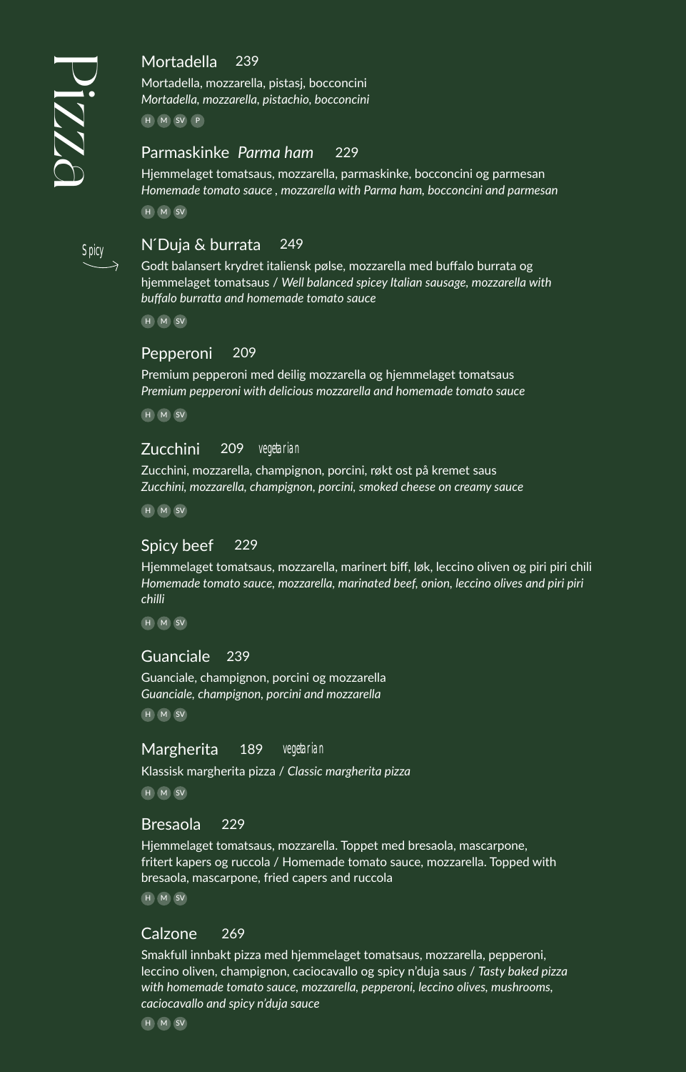# Pizza

## Mortadella 239

Mortadella, mozzarella, pistasj, bocconcini
*Mortadella, mozzarella, pistachio, bocconcini*

H M SV P

## Parmaskinke *Parma ham* 229

Hjemmelaget tomatsaus, mozzarella, parmaskinke, bocconcini og parmesan
*Homemade tomato sauce , mozzarella with Parma ham, bocconcini and parmesan*

H M SV

Spicy

## N´Duja & burrata 249

Godt balansert krydret italiensk pølse, mozzarella med buffalo burrata og hjemmelaget tomatsaus / *Well balanced spicey Italian sausage, mozzarella with buffalo burratta and homemade tomato sauce*

H M SV

## Pepperoni 209

Premium pepperoni med deilig mozzarella og hjemmelaget tomatsaus
*Premium pepperoni with delicious mozzarella and homemade tomato sauce*

H M SV

## Zucchini 209 vegetarian

Zucchini, mozzarella, champignon, porcini, røkt ost på kremet saus
*Zucchini, mozzarella, champignon, porcini, smoked cheese on creamy sauce*

H M SV

## Spicy beef 229

Hjemmelaget tomatsaus, mozzarella, marinert biff, løk, leccino oliven og piri piri chili
*Homemade tomato sauce, mozzarella, marinated beef, onion, leccino olives and piri piri chilli*

H M SV

## Guanciale 239

Guanciale, champignon, porcini og mozzarella
*Guanciale, champignon, porcini and mozzarella*

H M SV

## Margherita 189 vegetarian

Klassisk margherita pizza / *Classic margherita pizza*

H M SV

## Bresaola 229

Hjemmelaget tomatsaus, mozzarella. Toppet med bresaola, mascarpone, fritert kapers og ruccola / Homemade tomato sauce, mozzarella. Topped with bresaola, mascarpone, fried capers and ruccola

H M SV

## Calzone 269

Smakfull innbakt pizza med hjemmelaget tomatsaus, mozzarella, pepperoni, leccino oliven, champignon, caciocavallo og spicy n'duja saus / *Tasty baked pizza with homemade tomato sauce, mozzarella, pepperoni, leccino olives, mushrooms, caciocavallo and spicy n'duja sauce*

H M SV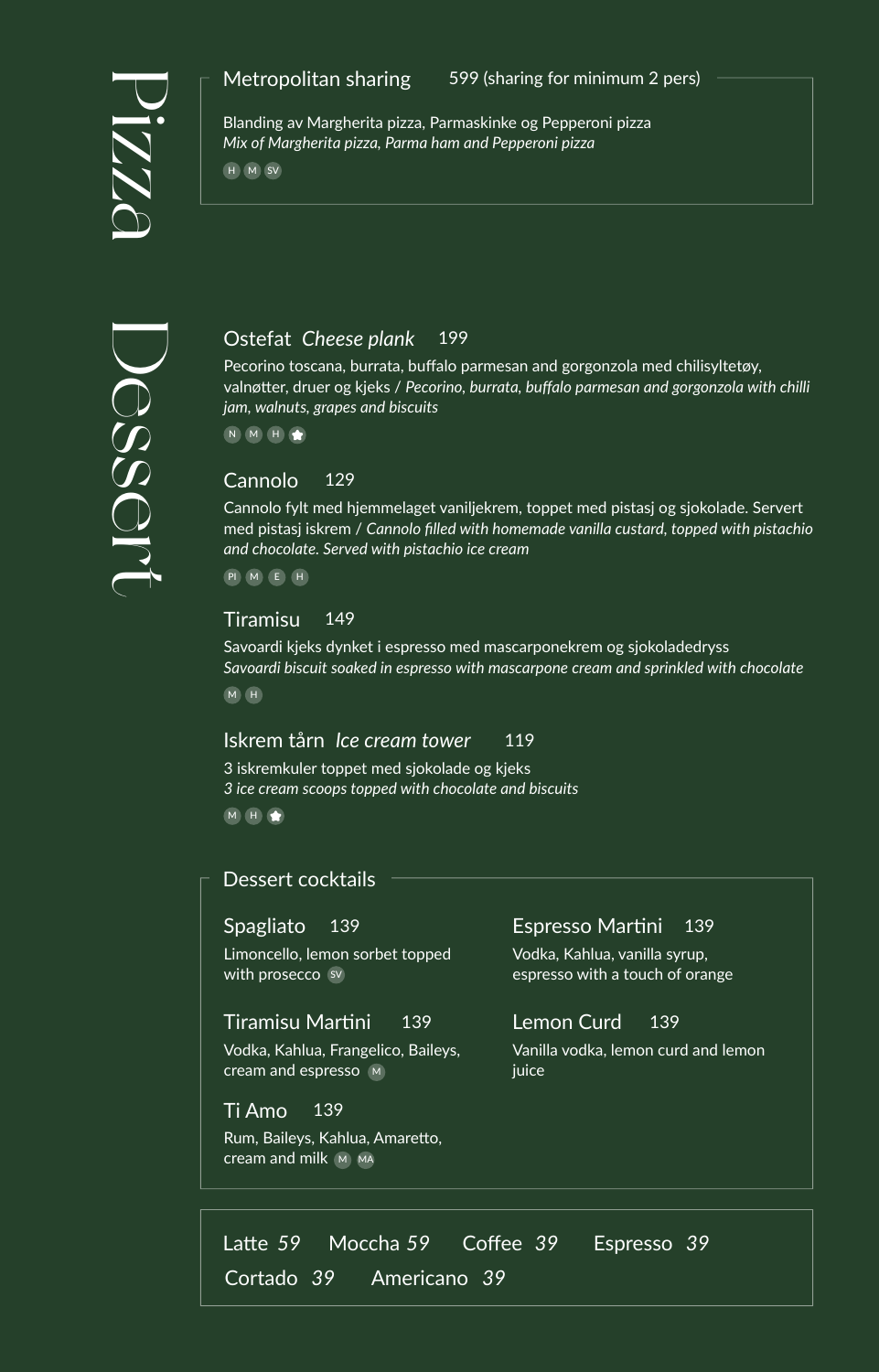# Pizza

### Metropolitan sharing — 599 (sharing for minimum 2 pers)

Blanding av Margherita pizza, Parmaskinke og Pepperoni pizza
*Mix of Margherita pizza, Parma ham and Pepperoni pizza*

H M SV

# Dessert

### Ostefat *Cheese plank* — 199

Pecorino toscana, burrata, buffalo parmesan and gorgonzola med chilisyltetøy, valnøtter, druer og kjeks / *Pecorino, burrata, buffalo parmesan and gorgonzola with chilli jam, walnuts, grapes and biscuits*

N M H

### Cannolo — 129

Cannolo fylt med hjemmelaget vaniljekrem, toppet med pistasj og sjokolade. Servert med pistasj iskrem / *Cannolo filled with homemade vanilla custard, topped with pistachio and chocolate. Served with pistachio ice cream*

PI M E H

### Tiramisu — 149

Savoardi kjeks dynket i espresso med mascarponekrem og sjokoladedryss
*Savoardi biscuit soaked in espresso with mascarpone cream and sprinkled with chocolate*

M H

### Iskrem tårn *Ice cream tower* — 119

3 iskremkuler toppet med sjokolade og kjeks
*3 ice cream scoops topped with chocolate and biscuits*

M H

## Dessert cocktails

### Spagliato — 139

Limoncello, lemon sorbet topped with prosecco (SV)

### Tiramisu Martini — 139

Vodka, Kahlua, Frangelico, Baileys, cream and espresso (M)

### Ti Amo — 139

Rum, Baileys, Kahlua, Amaretto, cream and milk (M) (MA)

### Espresso Martini — 139

Vodka, Kahlua, vanilla syrup, espresso with a touch of orange

### Lemon Curd — 139

Vanilla vodka, lemon curd and lemon juice

---

Latte *59* | Moccha *59* | Coffee *39* | Espresso *39* | Cortado *39* | Americano *39*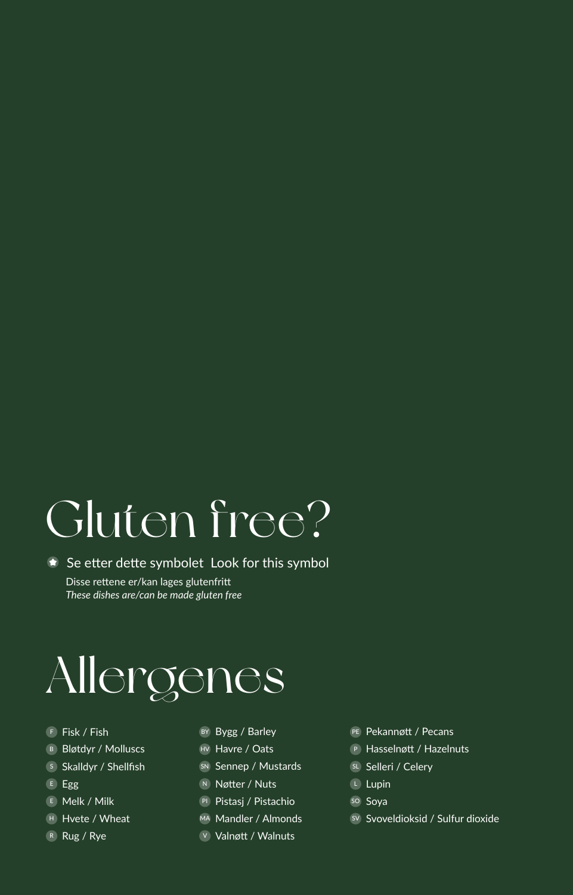# Gluten free?

Se etter dette symbolet  Look for this symbol

Disse rettene er/kan lages glutenfritt
*These dishes are/can be made gluten free*

# Allergenes

- F Fisk / Fish
- B Bløtdyr / Molluscs
- S Skalldyr / Shellfish
- E Egg
- E Melk / Milk
- H Hvete / Wheat
- R Rug / Rye
- BY Bygg / Barley
- HV Havre / Oats
- SN Sennep / Mustards
- N Nøtter / Nuts
- PI Pistasj / Pistachio
- MA Mandler / Almonds
- V Valnøtt / Walnuts
- PE Pekannøtt / Pecans
- P Hasselnøtt / Hazelnuts
- SL Selleri / Celery
- L Lupin
- SO Soya
- SV Svoveldioksid / Sulfur dioxide